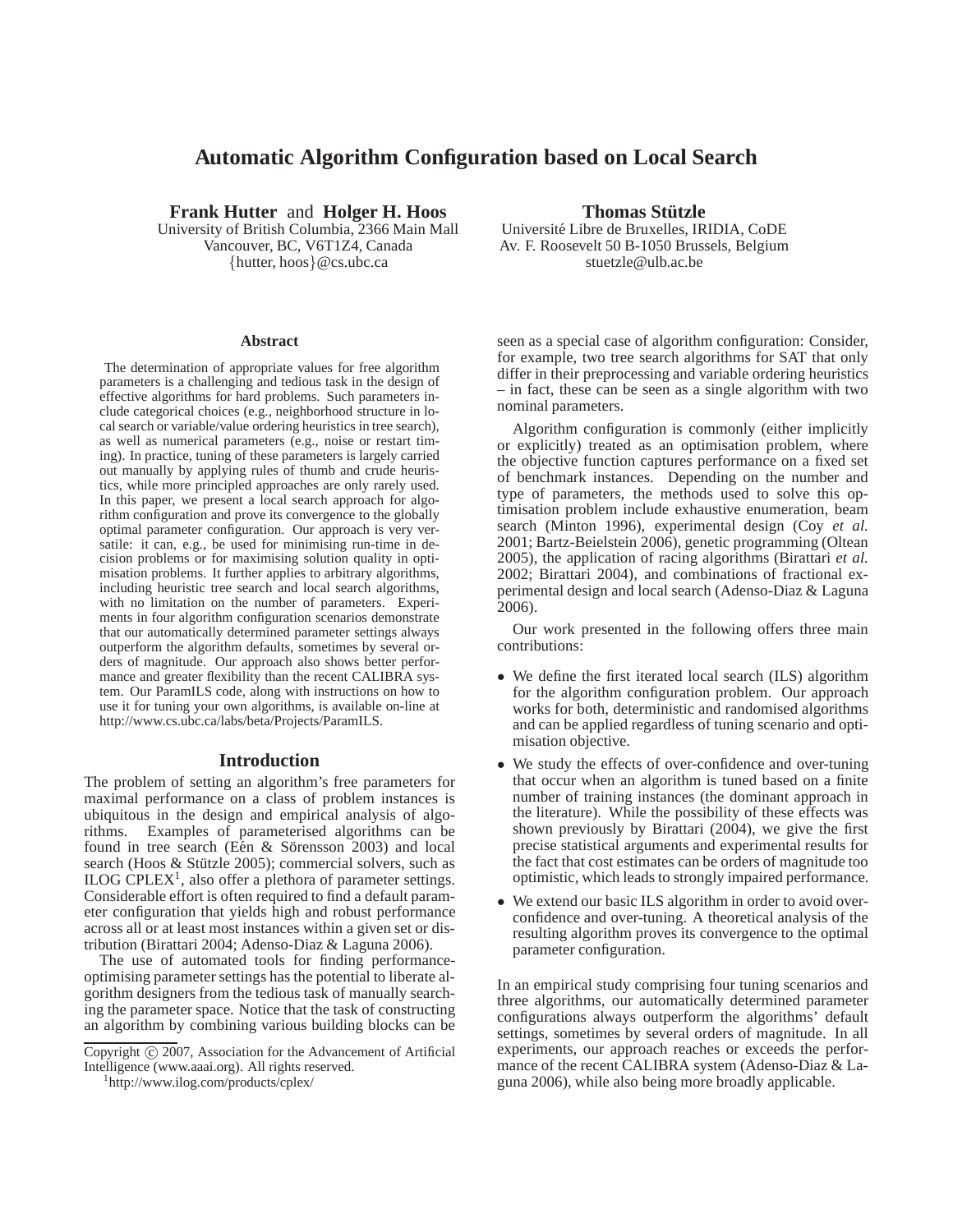# Automatic Algorithm Configuration based on Local Search

**Frank Hutter** and **Holger H. Hoos**
University of British Columbia, 2366 Main Mall
Vancouver, BC, V6T1Z4, Canada
{hutter, hoos}@cs.ubc.ca

**Thomas Stützle**
Université Libre de Bruxelles, IRIDIA, CoDE
Av. F. Roosevelt 50 B-1050 Brussels, Belgium
stuetzle@ulb.ac.be

### Abstract

The determination of appropriate values for free algorithm parameters is a challenging and tedious task in the design of effective algorithms for hard problems. Such parameters include categorical choices (e.g., neighborhood structure in local search or variable/value ordering heuristics in tree search), as well as numerical parameters (e.g., noise or restart timing). In practice, tuning of these parameters is largely carried out manually by applying rules of thumb and crude heuristics, while more principled approaches are only rarely used. In this paper, we present a local search approach for algorithm configuration and prove its convergence to the globally optimal parameter configuration. Our approach is very versatile: it can, e.g., be used for minimising run-time in decision problems or for maximising solution quality in optimisation problems. It further applies to arbitrary algorithms, including heuristic tree search and local search algorithms, with no limitation on the number of parameters. Experiments in four algorithm configuration scenarios demonstrate that our automatically determined parameter settings always outperform the algorithm defaults, sometimes by several orders of magnitude. Our approach also shows better performance and greater flexibility than the recent CALIBRA system. Our ParamILS code, along with instructions on how to use it for tuning your own algorithms, is available on-line at http://www.cs.ubc.ca/labs/beta/Projects/ParamILS.

## Introduction

The problem of setting an algorithm's free parameters for maximal performance on a class of problem instances is ubiquitous in the design and empirical analysis of algorithms. Examples of parameterised algorithms can be found in tree search (Eén & Sörensson 2003) and local search (Hoos & Stützle 2005); commercial solvers, such as ILOG CPLEX[1], also offer a plethora of parameter settings. Considerable effort is often required to find a default parameter configuration that yields high and robust performance across all or at least most instances within a given set or distribution (Birattari 2004; Adenso-Diaz & Laguna 2006).

The use of automated tools for finding performance-optimising parameter settings has the potential to liberate algorithm designers from the tedious task of manually searching the parameter space. Notice that the task of constructing an algorithm by combining various building blocks can be seen as a special case of algorithm configuration: Consider, for example, two tree search algorithms for SAT that only differ in their preprocessing and variable ordering heuristics – in fact, these can be seen as a single algorithm with two nominal parameters.

Algorithm configuration is commonly (either implicitly or explicitly) treated as an optimisation problem, where the objective function captures performance on a fixed set of benchmark instances. Depending on the number and type of parameters, the methods used to solve this optimisation problem include exhaustive enumeration, beam search (Minton 1996), experimental design (Coy *et al.* 2001; Bartz-Beielstein 2006), genetic programming (Oltean 2005), the application of racing algorithms (Birattari *et al.* 2002; Birattari 2004), and combinations of fractional experimental design and local search (Adenso-Diaz & Laguna 2006).

Our work presented in the following offers three main contributions:

- We define the first iterated local search (ILS) algorithm for the algorithm configuration problem. Our approach works for both, deterministic and randomised algorithms and can be applied regardless of tuning scenario and optimisation objective.
- We study the effects of over-confidence and over-tuning that occur when an algorithm is tuned based on a finite number of training instances (the dominant approach in the literature). While the possibility of these effects was shown previously by Birattari (2004), we give the first precise statistical arguments and experimental results for the fact that cost estimates can be orders of magnitude too optimistic, which leads to strongly impaired performance.
- We extend our basic ILS algorithm in order to avoid over-confidence and over-tuning. A theoretical analysis of the resulting algorithm proves its convergence to the optimal parameter configuration.

In an empirical study comprising four tuning scenarios and three algorithms, our automatically determined parameter configurations always outperform the algorithms' default settings, sometimes by several orders of magnitude. In all experiments, our approach reaches or exceeds the performance of the recent CALIBRA system (Adenso-Diaz & Laguna 2006), while also being more broadly applicable.

Copyright © 2007, Association for the Advancement of Artificial Intelligence (www.aaai.org). All rights reserved.

[1] http://www.ilog.com/products/cplex/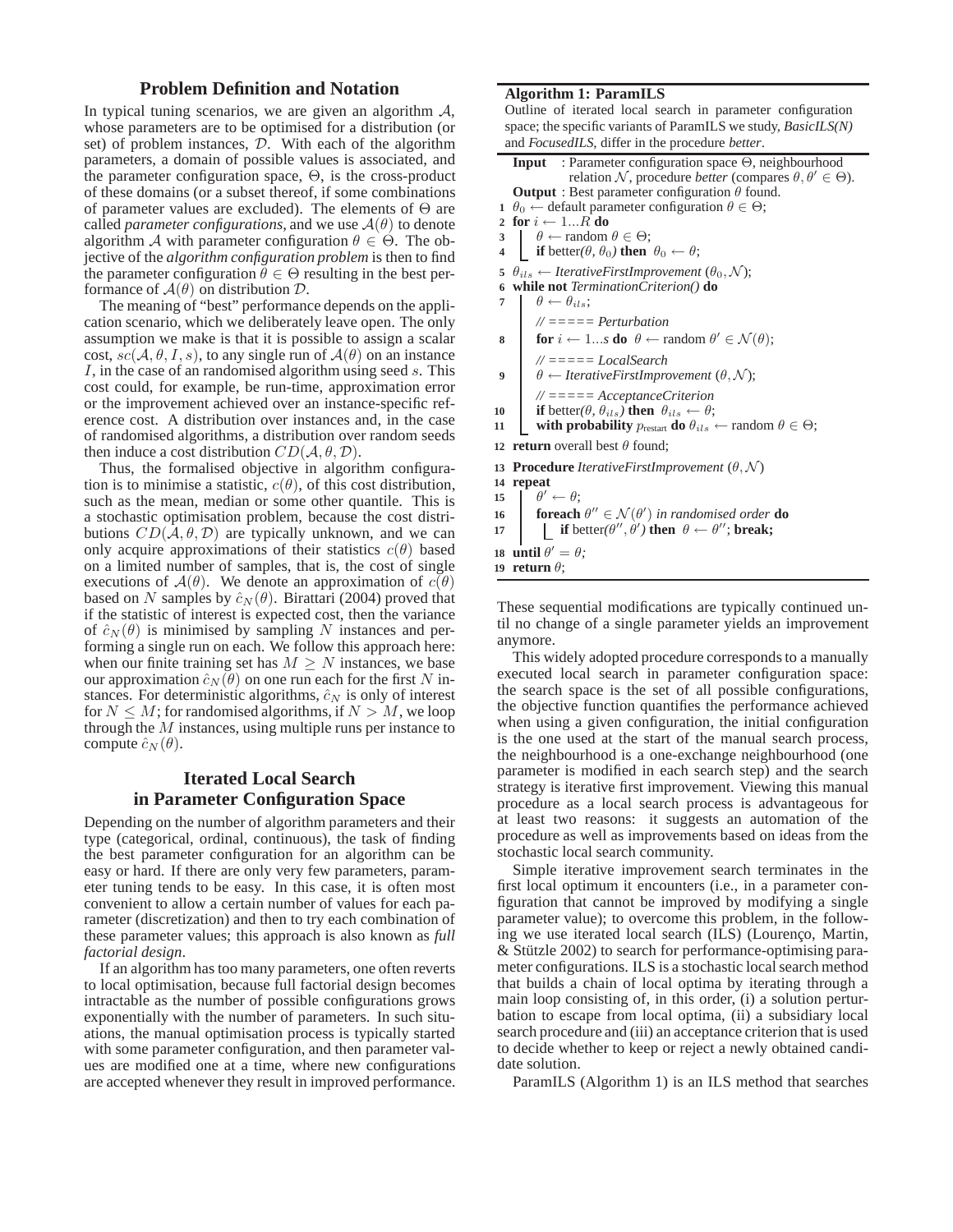## Problem Definition and Notation

In typical tuning scenarios, we are given an algorithm $\mathcal{A}$, whose parameters are to be optimised for a distribution (or set) of problem instances, $\mathcal{D}$. With each of the algorithm parameters, a domain of possible values is associated, and the parameter configuration space, $\Theta$, is the cross-product of these domains (or a subset thereof, if some combinations of parameter values are excluded). The elements of $\Theta$ are called *parameter configurations*, and we use $\mathcal{A}(\theta)$ to denote algorithm $\mathcal{A}$ with parameter configuration $\theta \in \Theta$. The objective of the *algorithm configuration problem* is then to find the parameter configuration $\theta \in \Theta$ resulting in the best performance of $\mathcal{A}(\theta)$ on distribution $\mathcal{D}$.

The meaning of "best" performance depends on the application scenario, which we deliberately leave open. The only assumption we make is that it is possible to assign a scalar cost, $sc(\mathcal{A}, \theta, I, s)$, to any single run of $\mathcal{A}(\theta)$ on an instance $I$, in the case of an randomised algorithm using seed $s$. This cost could, for example, be run-time, approximation error or the improvement achieved over an instance-specific reference cost. A distribution over instances and, in the case of randomised algorithms, a distribution over random seeds then induce a cost distribution $CD(\mathcal{A}, \theta, \mathcal{D})$.

Thus, the formalised objective in algorithm configuration is to minimise a statistic, $c(\theta)$, of this cost distribution, such as the mean, median or some other quantile. This is a stochastic optimisation problem, because the cost distributions $CD(\mathcal{A}, \theta, \mathcal{D})$ are typically unknown, and we can only acquire approximations of their statistics $c(\theta)$ based on a limited number of samples, that is, the cost of single executions of $\mathcal{A}(\theta)$. We denote an approximation of $c(\theta)$ based on $N$ samples by $\hat{c}_N(\theta)$. Birattari (2004) proved that if the statistic of interest is expected cost, then the variance of $\hat{c}_N(\theta)$ is minimised by sampling $N$ instances and performing a single run on each. We follow this approach here: when our finite training set has $M \geq N$ instances, we base our approximation $\hat{c}_N(\theta)$ on one run each for the first $N$ instances. For deterministic algorithms, $\hat{c}_N$ is only of interest for $N \leq M$; for randomised algorithms, if $N > M$, we loop through the $M$ instances, using multiple runs per instance to compute $\hat{c}_N(\theta)$.

## Iterated Local Search in Parameter Configuration Space

Depending on the number of algorithm parameters and their type (categorical, ordinal, continuous), the task of finding the best parameter configuration for an algorithm can be easy or hard. If there are only very few parameters, parameter tuning tends to be easy. In this case, it is often most convenient to allow a certain number of values for each parameter (discretization) and then to try each combination of these parameter values; this approach is also known as *full factorial design*.

If an algorithm has too many parameters, one often reverts to local optimisation, because full factorial design becomes intractable as the number of possible configurations grows exponentially with the number of parameters. In such situations, the manual optimisation process is typically started with some parameter configuration, and then parameter values are modified one at a time, where new configurations are accepted whenever they result in improved performance. These sequential modifications are typically continued until no change of a single parameter yields an improvement anymore.

This widely adopted procedure corresponds to a manually executed local search in parameter configuration space: the search space is the set of all possible configurations, the objective function quantifies the performance achieved when using a given configuration, the initial configuration is the one used at the start of the manual search process, the neighbourhood is a one-exchange neighbourhood (one parameter is modified in each search step) and the search strategy is iterative first improvement. Viewing this manual procedure as a local search process is advantageous for at least two reasons: it suggests an automation of the procedure as well as improvements based on ideas from the stochastic local search community.

Simple iterative improvement search terminates in the first local optimum it encounters (i.e., in a parameter configuration that cannot be improved by modifying a single parameter value); to overcome this problem, in the following we use iterated local search (ILS) (Lourenço, Martin, & Stützle 2002) to search for performance-optimising parameter configurations. ILS is a stochastic local search method that builds a chain of local optima by iterating through a main loop consisting of, in this order, (i) a solution perturbation to escape from local optima, (ii) a subsidiary local search procedure and (iii) an acceptance criterion that is used to decide whether to keep or reject a newly obtained candidate solution.

ParamILS (Algorithm 1) is an ILS method that searches

**Algorithm 1: ParamILS**

Outline of iterated local search in parameter configuration space; the specific variants of ParamILS we study, *BasicILS(N)* and *FocusedILS*, differ in the procedure *better*.

**Input** : Parameter configuration space $\Theta$, neighbourhood relation $\mathcal{N}$, procedure *better* (compares $\theta, \theta' \in \Theta$).
**Output** : Best parameter configuration $\theta$ found.

```
1  θ0 ← default parameter configuration θ ∈ Θ;
2  for i ← 1...R do
3      θ ← random θ ∈ Θ;
4      if better(θ, θ0) then θ0 ← θ;
5  θils ← IterativeFirstImprovement (θ0, N);
6  while not TerminationCriterion() do
7      θ ← θils;
       // ===== Perturbation
8      for i ← 1...s do θ ← random θ' ∈ N(θ);
       // ===== LocalSearch
9      θ ← IterativeFirstImprovement (θ, N);
       // ===== AcceptanceCriterion
10     if better(θ, θils) then θils ← θ;
11     with probability p_restart do θils ← random θ ∈ Θ;
12 return overall best θ found;
13 Procedure IterativeFirstImprovement (θ, N)
14 repeat
15     θ' ← θ;
16     foreach θ'' ∈ N(θ') in randomised order do
17         if better(θ'', θ') then θ ← θ''; break;
18 until θ' = θ;
19 return θ;
```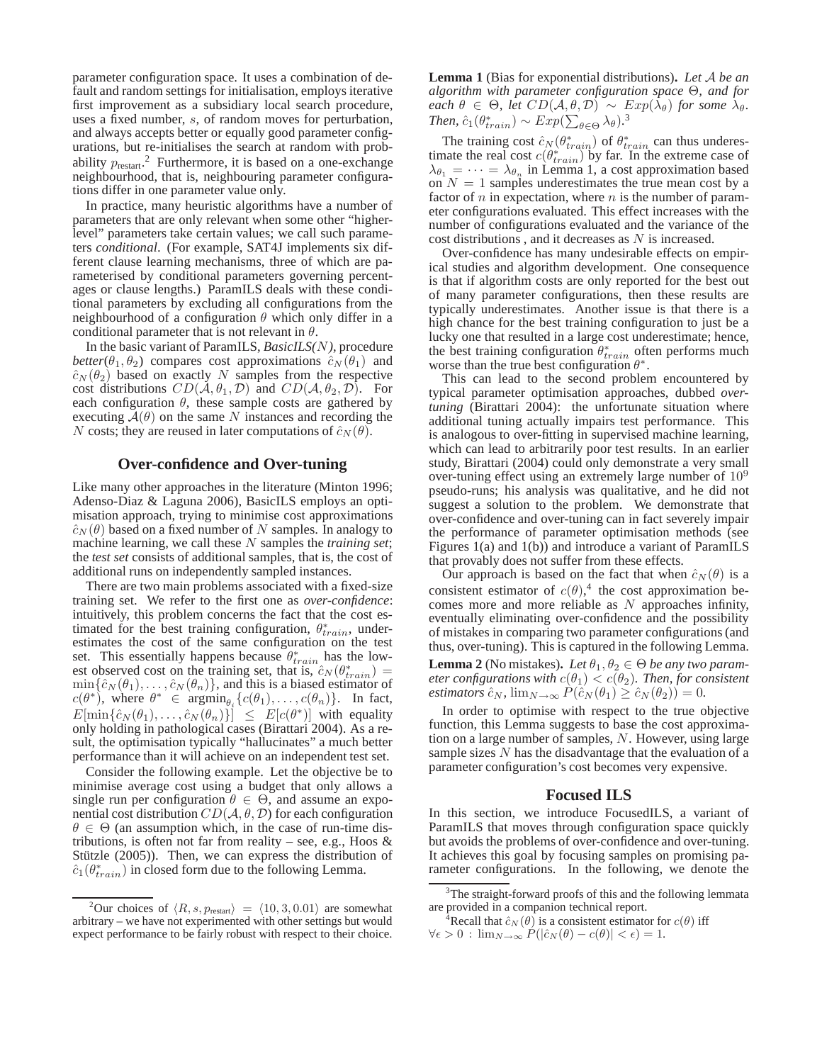parameter configuration space. It uses a combination of default and random settings for initialisation, employs iterative first improvement as a subsidiary local search procedure, uses a fixed number, $s$, of random moves for perturbation, and always accepts better or equally good parameter configurations, but re-initialises the search at random with probability $p_{\text{restart}}$.[2] Furthermore, it is based on a one-exchange neighbourhood, that is, neighbouring parameter configurations differ in one parameter value only.

In practice, many heuristic algorithms have a number of parameters that are only relevant when some other "higher-level" parameters take certain values; we call such parameters *conditional*. (For example, SAT4J implements six different clause learning mechanisms, three of which are parameterised by conditional parameters governing percentages or clause lengths.) ParamILS deals with these conditional parameters by excluding all configurations from the neighbourhood of a configuration $\theta$ which only differ in a conditional parameter that is not relevant in $\theta$.

In the basic variant of ParamILS, *BasicILS($N$)*, procedure *better*($\theta_1, \theta_2$) compares cost approximations $\hat{c}_N(\theta_1)$ and $\hat{c}_N(\theta_2)$ based on exactly $N$ samples from the respective cost distributions $CD(\mathcal{A}, \theta_1, \mathcal{D})$ and $CD(\mathcal{A}, \theta_2, \mathcal{D})$. For each configuration $\theta$, these sample costs are gathered by executing $\mathcal{A}(\theta)$ on the same $N$ instances and recording the $N$ costs; they are reused in later computations of $\hat{c}_N(\theta)$.

## Over-confidence and Over-tuning

Like many other approaches in the literature (Minton 1996; Adenso-Diaz & Laguna 2006), BasicILS employs an optimisation approach, trying to minimise cost approximations $\hat{c}_N(\theta)$ based on a fixed number of $N$ samples. In analogy to machine learning, we call these $N$ samples the *training set*; the *test set* consists of additional samples, that is, the cost of additional runs on independently sampled instances.

There are two main problems associated with a fixed-size training set. We refer to the first one as *over-confidence*: intuitively, this problem concerns the fact that the cost estimated for the best training configuration, $\theta^*_{train}$, underestimates the cost of the same configuration on the test set. This essentially happens because $\theta^*_{train}$ has the lowest observed cost on the training set, that is, $\hat{c}_N(\theta^*_{train}) = \min\{\hat{c}_N(\theta_1), \ldots, \hat{c}_N(\theta_n)\}$, and this is a biased estimator of $c(\theta^*)$, where $\theta^* \in \text{argmin}_{\theta_i}\{c(\theta_1), \ldots, c(\theta_n)\}$. In fact, $E[\min\{\hat{c}_N(\theta_1), \ldots, \hat{c}_N(\theta_n)\}] \leq E[c(\theta^*)]$ with equality only holding in pathological cases (Birattari 2004). As a result, the optimisation typically "hallucinates" a much better performance than it will achieve on an independent test set.

Consider the following example. Let the objective be to minimise average cost using a budget that only allows a single run per configuration $\theta \in \Theta$, and assume an exponential cost distribution $CD(\mathcal{A}, \theta, \mathcal{D})$ for each configuration $\theta \in \Theta$ (an assumption which, in the case of run-time distributions, is often not far from reality – see, e.g., Hoos & Stützle (2005)). Then, we can express the distribution of $\hat{c}_1(\theta^*_{train})$ in closed form due to the following Lemma.

**Lemma 1** (Bias for exponential distributions)**.** *Let $\mathcal{A}$ be an algorithm with parameter configuration space $\Theta$, and for each $\theta \in \Theta$, let $CD(\mathcal{A}, \theta, \mathcal{D}) \sim Exp(\lambda_\theta)$ for some $\lambda_\theta$. Then, $\hat{c}_1(\theta^*_{train}) \sim Exp(\sum_{\theta \in \Theta} \lambda_\theta)$.*[3]

The training cost $\hat{c}_N(\theta^*_{train})$ of $\theta^*_{train}$ can thus underestimate the real cost $c(\theta^*_{train})$ by far. In the extreme case of $\lambda_{\theta_1} = \cdots = \lambda_{\theta_n}$ in Lemma 1, a cost approximation based on $N = 1$ samples underestimates the true mean cost by a factor of $n$ in expectation, where $n$ is the number of parameter configurations evaluated. This effect increases with the number of configurations evaluated and the variance of the cost distributions , and it decreases as $N$ is increased.

Over-confidence has many undesirable effects on empirical studies and algorithm development. One consequence is that if algorithm costs are only reported for the best out of many parameter configurations, then these results are typically underestimates. Another issue is that there is a high chance for the best training configuration to just be a lucky one that resulted in a large cost underestimate; hence, the best training configuration $\theta^*_{train}$ often performs much worse than the true best configuration $\theta^*$.

This can lead to the second problem encountered by typical parameter optimisation approaches, dubbed *over-tuning* (Birattari 2004): the unfortunate situation where additional tuning actually impairs test performance. This is analogous to over-fitting in supervised machine learning, which can lead to arbitrarily poor test results. In an earlier study, Birattari (2004) could only demonstrate a very small over-tuning effect using an extremely large number of $10^9$ pseudo-runs; his analysis was qualitative, and he did not suggest a solution to the problem. We demonstrate that over-confidence and over-tuning can in fact severely impair the performance of parameter optimisation methods (see Figures 1(a) and 1(b)) and introduce a variant of ParamILS that provably does not suffer from these effects.

Our approach is based on the fact that when $\hat{c}_N(\theta)$ is a consistent estimator of $c(\theta)$,[4] the cost approximation becomes more and more reliable as $N$ approaches infinity, eventually eliminating over-confidence and the possibility of mistakes in comparing two parameter configurations (and thus, over-tuning). This is captured in the following Lemma.

**Lemma 2** (No mistakes)**.** *Let $\theta_1, \theta_2 \in \Theta$ be any two parameter configurations with $c(\theta_1) < c(\theta_2)$. Then, for consistent estimators $\hat{c}_N$, $\lim_{N\to\infty} P(\hat{c}_N(\theta_1) \geq \hat{c}_N(\theta_2)) = 0$.*

In order to optimise with respect to the true objective function, this Lemma suggests to base the cost approximation on a large number of samples, $N$. However, using large sample sizes $N$ has the disadvantage that the evaluation of a parameter configuration's cost becomes very expensive.

## Focused ILS

In this section, we introduce FocusedILS, a variant of ParamILS that moves through configuration space quickly but avoids the problems of over-confidence and over-tuning. It achieves this goal by focusing samples on promising parameter configurations. In the following, we denote the

---

[2] Our choices of $\langle R, s, p_{\text{restart}} \rangle = \langle 10, 3, 0.01 \rangle$ are somewhat arbitrary – we have not experimented with other settings but would expect performance to be fairly robust with respect to their choice.

[3] The straight-forward proofs of this and the following lemmata are provided in a companion technical report.

[4] Recall that $\hat{c}_N(\theta)$ is a consistent estimator for $c(\theta)$ iff $\forall \epsilon > 0 : \lim_{N\to\infty} P(|\hat{c}_N(\theta) - c(\theta)| < \epsilon) = 1$.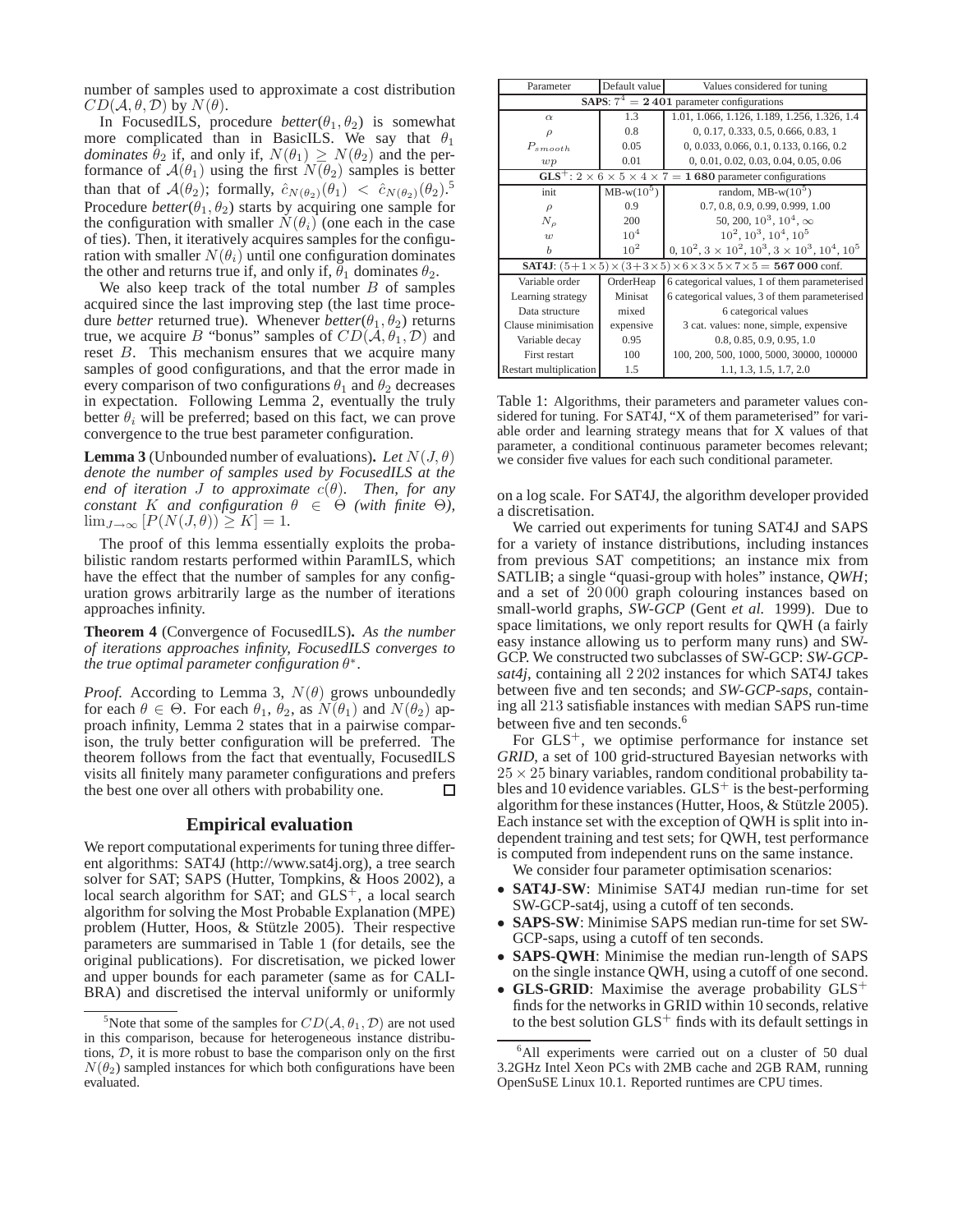number of samples used to approximate a cost distribution $CD(\mathcal{A}, \theta, \mathcal{D})$ by $N(\theta)$.

In FocusedILS, procedure *better*($\theta_1, \theta_2$) is somewhat more complicated than in BasicILS. We say that $\theta_1$ *dominates* $\theta_2$ if, and only if, $N(\theta_1) \geq N(\theta_2)$ and the performance of $\mathcal{A}(\theta_1)$ using the first $N(\theta_2)$ samples is better than that of $\mathcal{A}(\theta_2)$; formally, $\hat{c}_{N(\theta_2)}(\theta_1) < \hat{c}_{N(\theta_2)}(\theta_2)$.[5] Procedure *better*($\theta_1, \theta_2$) starts by acquiring one sample for the configuration with smaller $N(\theta_i)$ (one each in the case of ties). Then, it iteratively acquires samples for the configuration with smaller $N(\theta_i)$ until one configuration dominates the other and returns true if, and only if, $\theta_1$ dominates $\theta_2$.

We also keep track of the total number $B$ of samples acquired since the last improving step (the last time procedure *better* returned true). Whenever *better*($\theta_1, \theta_2$) returns true, we acquire $B$ "bonus" samples of $CD(\mathcal{A}, \theta_1, \mathcal{D})$ and reset $B$. This mechanism ensures that we acquire many samples of good configurations, and that the error made in every comparison of two configurations $\theta_1$ and $\theta_2$ decreases in expectation. Following Lemma 2, eventually the truly better $\theta_i$ will be preferred; based on this fact, we can prove convergence to the true best parameter configuration.

**Lemma 3** (Unbounded number of evaluations)**.** *Let $N(J, \theta)$ denote the number of samples used by FocusedILS at the end of iteration $J$ to approximate $c(\theta)$. Then, for any constant $K$ and configuration $\theta \in \Theta$ (with finite $\Theta$), $\lim_{J\rightarrow\infty} [P(N(J, \theta)) \geq K] = 1$.*

The proof of this lemma essentially exploits the probabilistic random restarts performed within ParamILS, which have the effect that the number of samples for any configuration grows arbitrarily large as the number of iterations approaches infinity.

**Theorem 4** (Convergence of FocusedILS)**.** *As the number of iterations approaches infinity, FocusedILS converges to the true optimal parameter configuration $\theta^*$.*

*Proof.* According to Lemma 3, $N(\theta)$ grows unboundedly for each $\theta \in \Theta$. For each $\theta_1$, $\theta_2$, as $N(\theta_1)$ and $N(\theta_2)$ approach infinity, Lemma 2 states that in a pairwise comparison, the truly better configuration will be preferred. The theorem follows from the fact that eventually, FocusedILS visits all finitely many parameter configurations and prefers the best one over all others with probability one. □

## Empirical evaluation

We report computational experiments for tuning three different algorithms: SAT4J (http://www.sat4j.org), a tree search solver for SAT; SAPS (Hutter, Tompkins, & Hoos 2002), a local search algorithm for SAT; and GLS$^+$, a local search algorithm for solving the Most Probable Explanation (MPE) problem (Hutter, Hoos, & Stützle 2005). Their respective parameters are summarised in Table 1 (for details, see the original publications). For discretisation, we picked lower and upper bounds for each parameter (same as for CALIBRA) and discretised the interval uniformly or uniformly on a log scale. For SAT4J, the algorithm developer provided a discretisation.

| Parameter | Default value | Values considered for tuning |
|---|---|---|
| **SAPS**: $7^4 = \mathbf{2\,401}$ parameter configurations | | |
| $\alpha$ | 1.3 | 1.01, 1.066, 1.126, 1.189, 1.256, 1.326, 1.4 |
| $\rho$ | 0.8 | 0, 0.17, 0.333, 0.5, 0.666, 0.83, 1 |
| $P_{smooth}$ | 0.05 | 0, 0.033, 0.066, 0.1, 0.133, 0.166, 0.2 |
| $wp$ | 0.01 | 0, 0.01, 0.02, 0.03, 0.04, 0.05, 0.06 |
| **GLS$^+$**: $2 \times 6 \times 5 \times 4 \times 7 = \mathbf{1\,680}$ parameter configurations | | |
| init | MB-w($10^5$) | random, MB-w($10^5$) |
| $\rho$ | 0.9 | 0.7, 0.8, 0.9, 0.99, 0.999, 1.00 |
| $N_\rho$ | 200 | 50, 200, $10^3$, $10^4$, $\infty$ |
| $w$ | $10^4$ | $10^2$, $10^3$, $10^4$, $10^5$ |
| $b$ | $10^2$ | 0, $10^2$, $3 \times 10^2$, $10^3$, $3 \times 10^3$, $10^4$, $10^5$ |
| **SAT4J**: $(5+1\times5)\times(3+3\times5)\times6\times3\times5\times7\times5 = \mathbf{567\,000}$ conf. | | |
| Variable order | OrderHeap | 6 categorical values, 1 of them parameterised |
| Learning strategy | Minisat | 6 categorical values, 3 of them parameterised |
| Data structure | mixed | 6 categorical values |
| Clause minimisation | expensive | 3 cat. values: none, simple, expensive |
| Variable decay | 0.95 | 0.8, 0.85, 0.9, 0.95, 1.0 |
| First restart | 100 | 100, 200, 500, 1000, 5000, 30000, 100000 |
| Restart multiplication | 1.5 | 1.1, 1.3, 1.5, 1.7, 2.0 |

Table 1: Algorithms, their parameters and parameter values considered for tuning. For SAT4J, "X of them parameterised" for variable order and learning strategy means that for X values of that parameter, a conditional continuous parameter becomes relevant; we consider five values for each such conditional parameter.

We carried out experiments for tuning SAT4J and SAPS for a variety of instance distributions, including instances from previous SAT competitions; an instance mix from SATLIB; a single "quasi-group with holes" instance, *QWH*; and a set of 20 000 graph colouring instances based on small-world graphs, *SW-GCP* (Gent *et al.* 1999). Due to space limitations, we only report results for QWH (a fairly easy instance allowing us to perform many runs) and SW-GCP. We constructed two subclasses of SW-GCP: *SW-GCP-sat4j*, containing all 2 202 instances for which SAT4J takes between five and ten seconds; and *SW-GCP-saps*, containing all 213 satisfiable instances with median SAPS run-time between five and ten seconds.[6]

For GLS$^+$, we optimise performance for instance set *GRID*, a set of 100 grid-structured Bayesian networks with $25 \times 25$ binary variables, random conditional probability tables and 10 evidence variables. GLS$^+$ is the best-performing algorithm for these instances (Hutter, Hoos, & Stützle 2005). Each instance set with the exception of QWH is split into independent training and test sets; for QWH, test performance is computed from independent runs on the same instance.

We consider four parameter optimisation scenarios:

- **SAT4J-SW**: Minimise SAT4J median run-time for set SW-GCP-sat4j, using a cutoff of ten seconds.
- **SAPS-SW**: Minimise SAPS median run-time for set SW-GCP-saps, using a cutoff of ten seconds.
- **SAPS-QWH**: Minimise the median run-length of SAPS on the single instance QWH, using a cutoff of one second.
- **GLS-GRID**: Maximise the average probability GLS$^+$ finds for the networks in GRID within 10 seconds, relative to the best solution GLS$^+$ finds with its default settings in

[5] Note that some of the samples for $CD(\mathcal{A}, \theta_1, \mathcal{D})$ are not used in this comparison, because for heterogeneous instance distributions, $\mathcal{D}$, it is more robust to base the comparison only on the first $N(\theta_2)$ sampled instances for which both configurations have been evaluated.

[6] All experiments were carried out on a cluster of 50 dual 3.2GHz Intel Xeon PCs with 2MB cache and 2GB RAM, running OpenSuSE Linux 10.1. Reported runtimes are CPU times.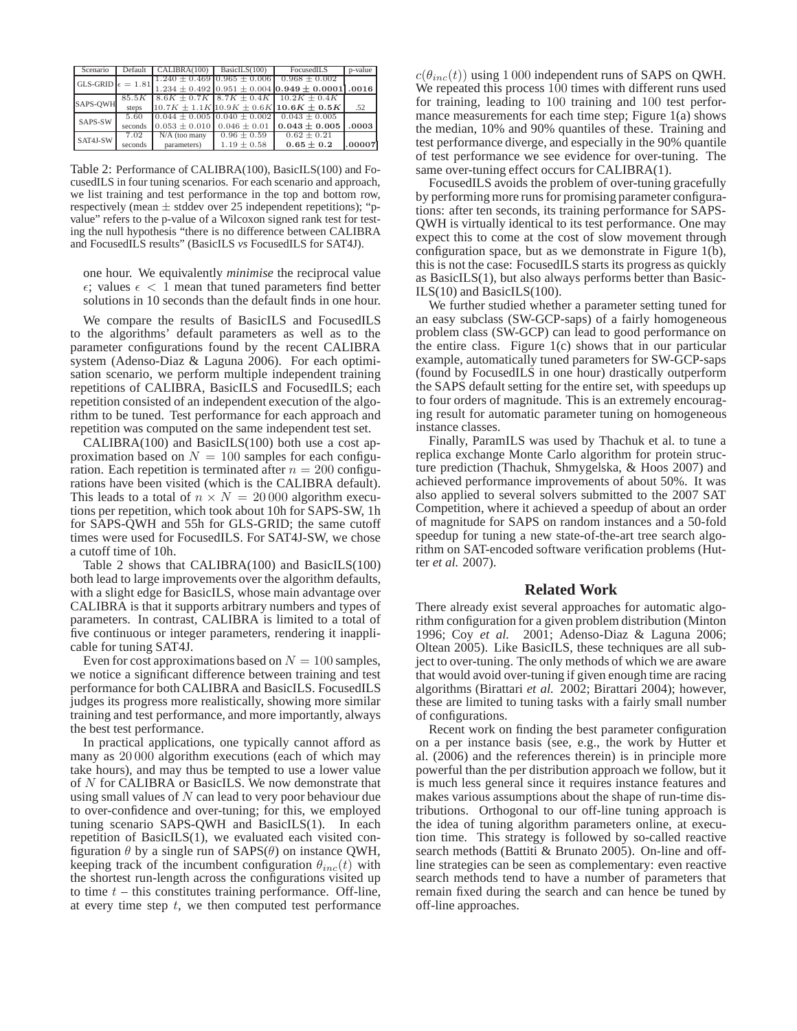| Scenario | Default | CALIBRA(100) | BasicILS(100) | FocusedILS | p-value |
|---|---|---|---|---|---|
| GLS-GRID | $\epsilon = 1.81$ | $1.240 \pm 0.469$ | $0.965 \pm 0.006$ | $0.968 \pm 0.002$ | |
| | | $1.234 \pm 0.492$ | $0.951 \pm 0.004$ | $\mathbf{0.949 \pm 0.0001}$ | .0016 |
| SAPS-QWH | $85.5K$ | $8.6K \pm 0.7K$ | $8.7K \pm 0.4K$ | $10.2K \pm 0.4K$ | |
| | steps | $10.7K \pm 1.1K$ | $10.9K \pm 0.6K$ | $\mathbf{10.6K \pm 0.5K}$ | .52 |
| SAPS-SW | 5.60 | $0.044 \pm 0.005$ | $0.040 \pm 0.002$ | $0.043 \pm 0.005$ | |
| | seconds | $0.053 \pm 0.010$ | $0.046 \pm 0.01$ | $\mathbf{0.043 \pm 0.005}$ | .0003 |
| SAT4J-SW | 7.02 | N/A (too many | $0.96 \pm 0.59$ | $0.62 \pm 0.21$ | |
| | seconds | parameters) | $1.19 \pm 0.58$ | $\mathbf{0.65 \pm 0.2}$ | .00007 |

Table 2: Performance of CALIBRA(100), BasicILS(100) and FocusedILS in four tuning scenarios. For each scenario and approach, we list training and test performance in the top and bottom row, respectively (mean ± stddev over 25 independent repetitions); "p-value" refers to the p-value of a Wilcoxon signed rank test for testing the null hypothesis "there is no difference between CALIBRA and FocusedILS results" (BasicILS *vs* FocusedILS for SAT4J).

one hour. We equivalently *minimise* the reciprocal value $\epsilon$; values $\epsilon < 1$ mean that tuned parameters find better solutions in 10 seconds than the default finds in one hour.

We compare the results of BasicILS and FocusedILS to the algorithms' default parameters as well as to the parameter configurations found by the recent CALIBRA system (Adenso-Diaz & Laguna 2006). For each optimisation scenario, we perform multiple independent training repetitions of CALIBRA, BasicILS and FocusedILS; each repetition consisted of an independent execution of the algorithm to be tuned. Test performance for each approach and repetition was computed on the same independent test set.

CALIBRA(100) and BasicILS(100) both use a cost approximation based on $N = 100$ samples for each configuration. Each repetition is terminated after $n = 200$ configurations have been visited (which is the CALIBRA default). This leads to a total of $n \times N = 20\,000$ algorithm executions per repetition, which took about 10h for SAPS-SW, 1h for SAPS-QWH and 55h for GLS-GRID; the same cutoff times were used for FocusedILS. For SAT4J-SW, we chose a cutoff time of 10h.

Table 2 shows that CALIBRA(100) and BasicILS(100) both lead to large improvements over the algorithm defaults, with a slight edge for BasicILS, whose main advantage over CALIBRA is that it supports arbitrary numbers and types of parameters. In contrast, CALIBRA is limited to a total of five continuous or integer parameters, rendering it inapplicable for tuning SAT4J.

Even for cost approximations based on $N = 100$ samples, we notice a significant difference between training and test performance for both CALIBRA and BasicILS. FocusedILS judges its progress more realistically, showing more similar training and test performance, and more importantly, always the best test performance.

In practical applications, one typically cannot afford as many as $20\,000$ algorithm executions (each of which may take hours), and may thus be tempted to use a lower value of $N$ for CALIBRA or BasicILS. We now demonstrate that using small values of $N$ can lead to very poor behaviour due to over-confidence and over-tuning; for this, we employed tuning scenario SAPS-QWH and BasicILS(1). In each repetition of BasicILS(1), we evaluated each visited configuration $\theta$ by a single run of SAPS($\theta$) on instance QWH, keeping track of the incumbent configuration $\theta_{inc}(t)$ with the shortest run-length across the configurations visited up to time $t$ – this constitutes training performance. Off-line, at every time step $t$, we then computed test performance $c(\theta_{inc}(t))$ using $1\,000$ independent runs of SAPS on QWH. We repeated this process 100 times with different runs used for training, leading to 100 training and 100 test performance measurements for each time step; Figure 1(a) shows the median, 10% and 90% quantiles of these. Training and test performance diverge, and especially in the 90% quantile of test performance we see evidence for over-tuning. The same over-tuning effect occurs for CALIBRA(1).

FocusedILS avoids the problem of over-tuning gracefully by performing more runs for promising parameter configurations: after ten seconds, its training performance for SAPS-QWH is virtually identical to its test performance. One may expect this to come at the cost of slow movement through configuration space, but as we demonstrate in Figure 1(b), this is not the case: FocusedILS starts its progress as quickly as BasicILS(1), but also always performs better than BasicILS(10) and BasicILS(100).

We further studied whether a parameter setting tuned for an easy subclass (SW-GCP-saps) of a fairly homogeneous problem class (SW-GCP) can lead to good performance on the entire class. Figure 1(c) shows that in our particular example, automatically tuned parameters for SW-GCP-saps (found by FocusedILS in one hour) drastically outperform the SAPS default setting for the entire set, with speedups up to four orders of magnitude. This is an extremely encouraging result for automatic parameter tuning on homogeneous instance classes.

Finally, ParamILS was used by Thachuk et al. to tune a replica exchange Monte Carlo algorithm for protein structure prediction (Thachuk, Shmygelska, & Hoos 2007) and achieved performance improvements of about 50%. It was also applied to several solvers submitted to the 2007 SAT Competition, where it achieved a speedup of about an order of magnitude for SAPS on random instances and a 50-fold speedup for tuning a new state-of-the-art tree search algorithm on SAT-encoded software verification problems (Hutter *et al.* 2007).

## Related Work

There already exist several approaches for automatic algorithm configuration for a given problem distribution (Minton 1996; Coy *et al.* 2001; Adenso-Diaz & Laguna 2006; Oltean 2005). Like BasicILS, these techniques are all subject to over-tuning. The only methods of which we are aware that would avoid over-tuning if given enough time are racing algorithms (Birattari *et al.* 2002; Birattari 2004); however, these are limited to tuning tasks with a fairly small number of configurations.

Recent work on finding the best parameter configuration on a per instance basis (see, e.g., the work by Hutter et al. (2006) and the references therein) is in principle more powerful than the per distribution approach we follow, but it is much less general since it requires instance features and makes various assumptions about the shape of run-time distributions. Orthogonal to our off-line tuning approach is the idea of tuning algorithm parameters online, at execution time. This strategy is followed by so-called reactive search methods (Battiti & Brunato 2005). On-line and off-line strategies can be seen as complementary: even reactive search methods tend to have a number of parameters that remain fixed during the search and can hence be tuned by off-line approaches.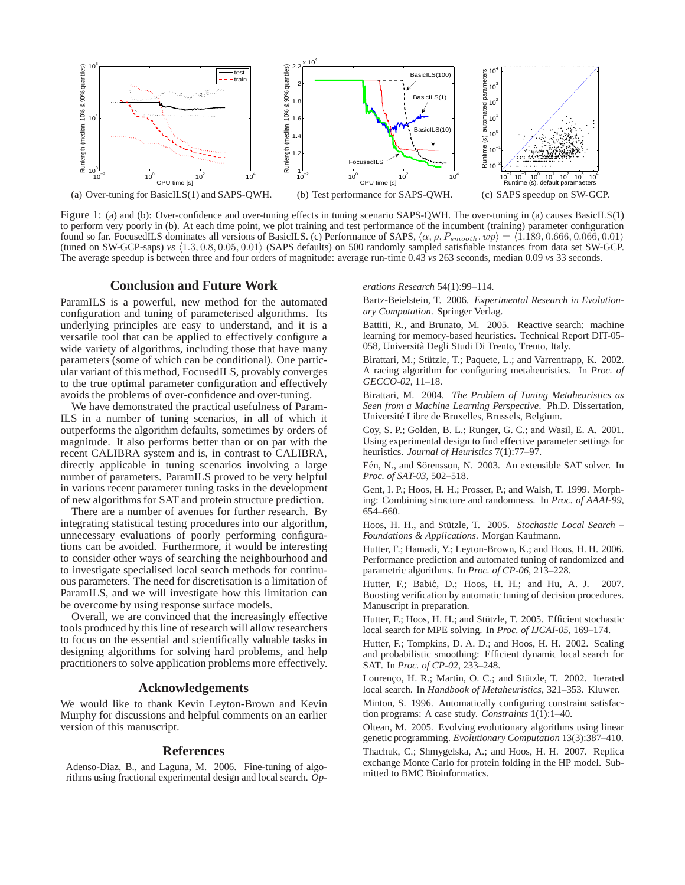(a) Over-tuning for BasicILS(1) and SAPS-QWH.

(b) Test performance for SAPS-QWH.

(c) SAPS speedup on SW-GCP.

Figure 1: (a) and (b): Over-confidence and over-tuning effects in tuning scenario SAPS-QWH. The over-tuning in (a) causes BasicILS(1) to perform very poorly in (b). At each time point, we plot training and test performance of the incumbent (training) parameter configuration found so far. FocusedILS dominates all versions of BasicILS. (c) Performance of SAPS, $\langle \alpha, \rho, P_{smooth}, wp \rangle = \langle 1.189, 0.666, 0.066, 0.01 \rangle$ (tuned on SW-GCP-saps) *vs* $\langle 1.3, 0.8, 0.05, 0.01 \rangle$ (SAPS defaults) on 500 randomly sampled satisfiable instances from data set SW-GCP. The average speedup is between three and four orders of magnitude: average run-time 0.43 *vs* 263 seconds, median 0.09 *vs* 33 seconds.

## Conclusion and Future Work

ParamILS is a powerful, new method for the automated configuration and tuning of parameterised algorithms. Its underlying principles are easy to understand, and it is a versatile tool that can be applied to effectively configure a wide variety of algorithms, including those that have many parameters (some of which can be conditional). One particular variant of this method, FocusedILS, provably converges to the true optimal parameter configuration and effectively avoids the problems of over-confidence and over-tuning.

We have demonstrated the practical usefulness of ParamILS in a number of tuning scenarios, in all of which it outperforms the algorithm defaults, sometimes by orders of magnitude. It also performs better than or on par with the recent CALIBRA system and is, in contrast to CALIBRA, directly applicable in tuning scenarios involving a large number of parameters. ParamILS proved to be very helpful in various recent parameter tuning tasks in the development of new algorithms for SAT and protein structure prediction.

There are a number of avenues for further research. By integrating statistical testing procedures into our algorithm, unnecessary evaluations of poorly performing configurations can be avoided. Furthermore, it would be interesting to consider other ways of searching the neighbourhood and to investigate specialised local search methods for continuous parameters. The need for discretisation is a limitation of ParamILS, and we will investigate how this limitation can be overcome by using response surface models.

Overall, we are convinced that the increasingly effective tools produced by this line of research will allow researchers to focus on the essential and scientifically valuable tasks in designing algorithms for solving hard problems, and help practitioners to solve application problems more effectively.

## Acknowledgements

We would like to thank Kevin Leyton-Brown and Kevin Murphy for discussions and helpful comments on an earlier version of this manuscript.

## References

Adenso-Diaz, B., and Laguna, M. 2006. Fine-tuning of algorithms using fractional experimental design and local search. *Operations Research* 54(1):99–114.

Bartz-Beielstein, T. 2006. *Experimental Research in Evolutionary Computation*. Springer Verlag.

Battiti, R., and Brunato, M. 2005. Reactive search: machine learning for memory-based heuristics. Technical Report DIT-05-058, Università Degli Studi Di Trento, Trento, Italy.

Birattari, M.; Stützle, T.; Paquete, L.; and Varrentrapp, K. 2002. A racing algorithm for configuring metaheuristics. In *Proc. of GECCO-02*, 11–18.

Birattari, M. 2004. *The Problem of Tuning Metaheuristics as Seen from a Machine Learning Perspective*. Ph.D. Dissertation, Université Libre de Bruxelles, Brussels, Belgium.

Coy, S. P.; Golden, B. L.; Runger, G. C.; and Wasil, E. A. 2001. Using experimental design to find effective parameter settings for heuristics. *Journal of Heuristics* 7(1):77–97.

Eén, N., and Sörensson, N. 2003. An extensible SAT solver. In *Proc. of SAT-03*, 502–518.

Gent, I. P.; Hoos, H. H.; Prosser, P.; and Walsh, T. 1999. Morphing: Combining structure and randomness. In *Proc. of AAAI-99*, 654–660.

Hoos, H. H., and Stützle, T. 2005. *Stochastic Local Search – Foundations & Applications*. Morgan Kaufmann.

Hutter, F.; Hamadi, Y.; Leyton-Brown, K.; and Hoos, H. H. 2006. Performance prediction and automated tuning of randomized and parametric algorithms. In *Proc. of CP-06*, 213–228.

Hutter, F.; Babić, D.; Hoos, H. H.; and Hu, A. J. 2007. Boosting verification by automatic tuning of decision procedures. Manuscript in preparation.

Hutter, F.; Hoos, H. H.; and Stützle, T. 2005. Efficient stochastic local search for MPE solving. In *Proc. of IJCAI-05*, 169–174.

Hutter, F.; Tompkins, D. A. D.; and Hoos, H. H. 2002. Scaling and probabilistic smoothing: Efficient dynamic local search for SAT. In *Proc. of CP-02*, 233–248.

Lourenço, H. R.; Martin, O. C.; and Stützle, T. 2002. Iterated local search. In *Handbook of Metaheuristics*, 321–353. Kluwer.

Minton, S. 1996. Automatically configuring constraint satisfaction programs: A case study. *Constraints* 1(1):1–40.

Oltean, M. 2005. Evolving evolutionary algorithms using linear genetic programming. *Evolutionary Computation* 13(3):387–410.

Thachuk, C.; Shmygelska, A.; and Hoos, H. H. 2007. Replica exchange Monte Carlo for protein folding in the HP model. Submitted to BMC Bioinformatics.